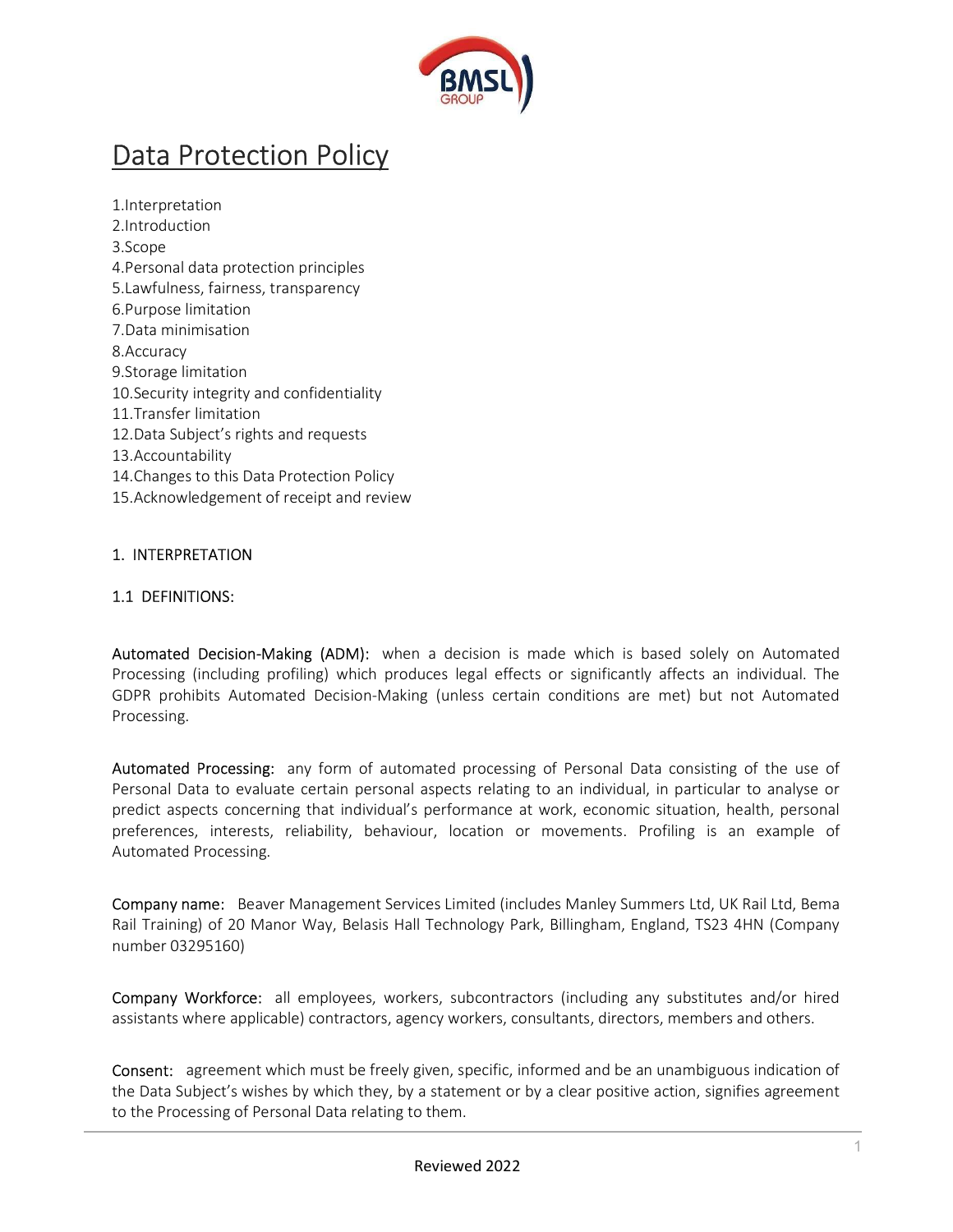# Data Protection Policy

1.Interpretation
2.Introduction
3.Scope
4.Personal data protection principles
5.Lawfulness, fairness, transparency
6.Purpose limitation
7.Data minimisation
8.Accuracy
9.Storage limitation
10.Security integrity and confidentiality
11.Transfer limitation
12.Data Subject's rights and requests
13.Accountability
14.Changes to this Data Protection Policy
15.Acknowledgement of receipt and review

## 1. INTERPRETATION

### 1.1 DEFINITIONS:

**Automated Decision-Making (ADM):** when a decision is made which is based solely on Automated Processing (including profiling) which produces legal effects or significantly affects an individual. The GDPR prohibits Automated Decision-Making (unless certain conditions are met) but not Automated Processing.

**Automated Processing:** any form of automated processing of Personal Data consisting of the use of Personal Data to evaluate certain personal aspects relating to an individual, in particular to analyse or predict aspects concerning that individual's performance at work, economic situation, health, personal preferences, interests, reliability, behaviour, location or movements. Profiling is an example of Automated Processing.

**Company name:** Beaver Management Services Limited (includes Manley Summers Ltd, UK Rail Ltd, Bema Rail Training) of 20 Manor Way, Belasis Hall Technology Park, Billingham, England, TS23 4HN (Company number 03295160)

**Company Workforce:** all employees, workers, subcontractors (including any substitutes and/or hired assistants where applicable) contractors, agency workers, consultants, directors, members and others.

**Consent:** agreement which must be freely given, specific, informed and be an unambiguous indication of the Data Subject's wishes by which they, by a statement or by a clear positive action, signifies agreement to the Processing of Personal Data relating to them.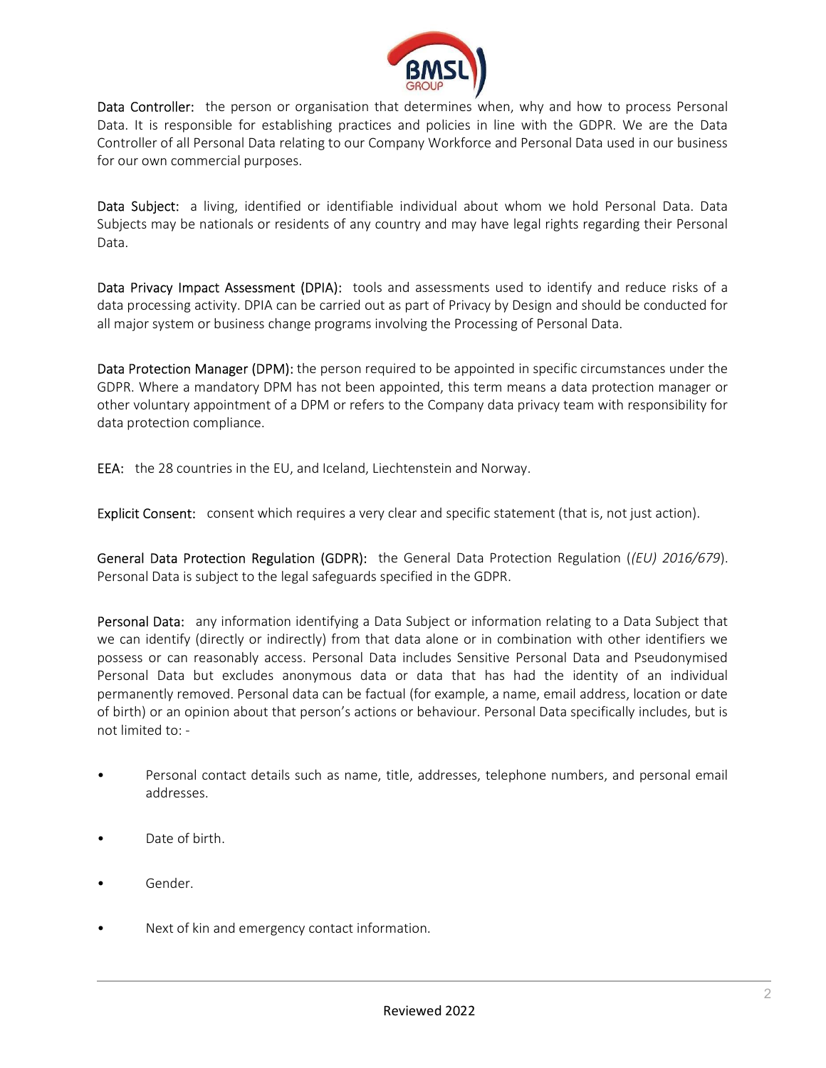**Data Controller:** the person or organisation that determines when, why and how to process Personal Data. It is responsible for establishing practices and policies in line with the GDPR. We are the Data Controller of all Personal Data relating to our Company Workforce and Personal Data used in our business for our own commercial purposes.

**Data Subject:** a living, identified or identifiable individual about whom we hold Personal Data. Data Subjects may be nationals or residents of any country and may have legal rights regarding their Personal Data.

**Data Privacy Impact Assessment (DPIA):** tools and assessments used to identify and reduce risks of a data processing activity. DPIA can be carried out as part of Privacy by Design and should be conducted for all major system or business change programs involving the Processing of Personal Data.

**Data Protection Manager (DPM):** the person required to be appointed in specific circumstances under the GDPR. Where a mandatory DPM has not been appointed, this term means a data protection manager or other voluntary appointment of a DPM or refers to the Company data privacy team with responsibility for data protection compliance.

**EEA:** the 28 countries in the EU, and Iceland, Liechtenstein and Norway.

**Explicit Consent:** consent which requires a very clear and specific statement (that is, not just action).

**General Data Protection Regulation (GDPR):** the General Data Protection Regulation (*(EU) 2016/679*). Personal Data is subject to the legal safeguards specified in the GDPR.

**Personal Data:** any information identifying a Data Subject or information relating to a Data Subject that we can identify (directly or indirectly) from that data alone or in combination with other identifiers we possess or can reasonably access. Personal Data includes Sensitive Personal Data and Pseudonymised Personal Data but excludes anonymous data or data that has had the identity of an individual permanently removed. Personal data can be factual (for example, a name, email address, location or date of birth) or an opinion about that person's actions or behaviour. Personal Data specifically includes, but is not limited to: -

- Personal contact details such as name, title, addresses, telephone numbers, and personal email addresses.
- Date of birth.
- Gender.
- Next of kin and emergency contact information.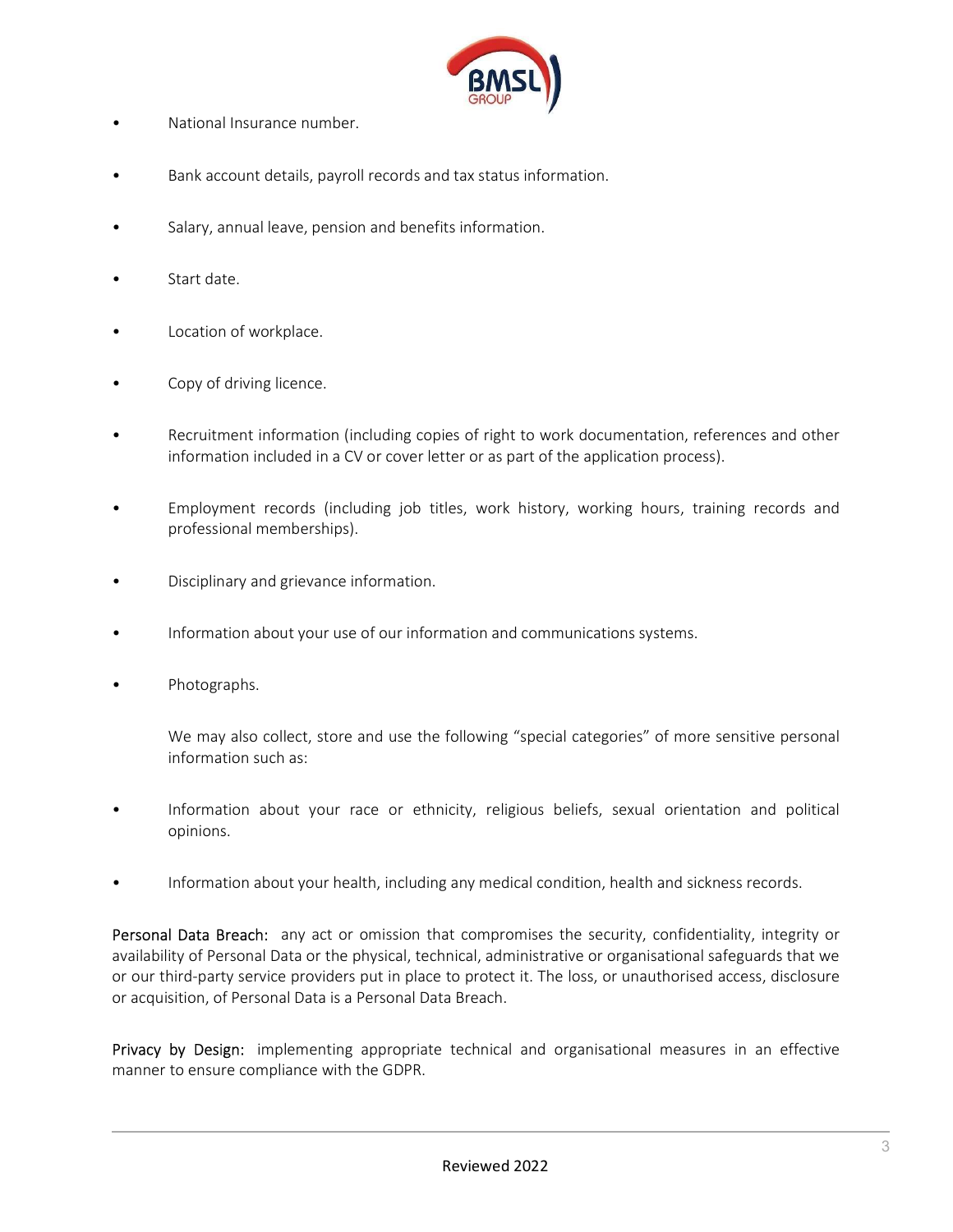- National Insurance number.
- Bank account details, payroll records and tax status information.
- Salary, annual leave, pension and benefits information.
- Start date.
- Location of workplace.
- Copy of driving licence.
- Recruitment information (including copies of right to work documentation, references and other information included in a CV or cover letter or as part of the application process).
- Employment records (including job titles, work history, working hours, training records and professional memberships).
- Disciplinary and grievance information.
- Information about your use of our information and communications systems.
- Photographs.

We may also collect, store and use the following "special categories" of more sensitive personal information such as:

- Information about your race or ethnicity, religious beliefs, sexual orientation and political opinions.
- Information about your health, including any medical condition, health and sickness records.

Personal Data Breach: any act or omission that compromises the security, confidentiality, integrity or availability of Personal Data or the physical, technical, administrative or organisational safeguards that we or our third-party service providers put in place to protect it. The loss, or unauthorised access, disclosure or acquisition, of Personal Data is a Personal Data Breach.

Privacy by Design: implementing appropriate technical and organisational measures in an effective manner to ensure compliance with the GDPR.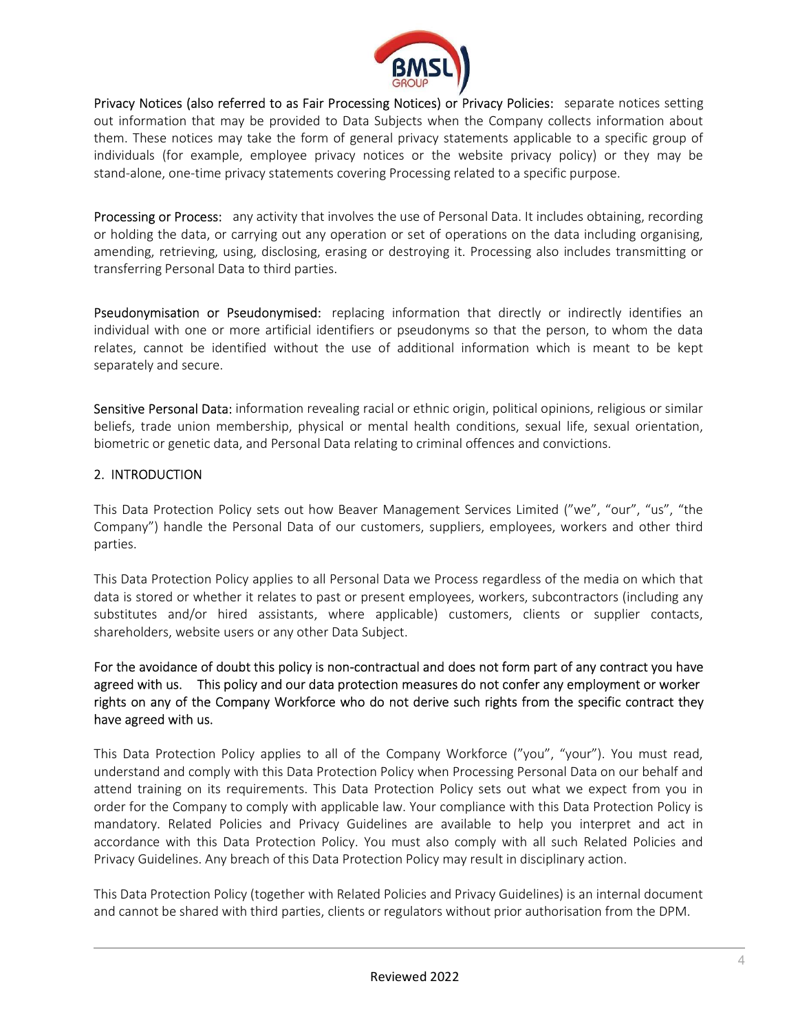**Privacy Notices (also referred to as Fair Processing Notices) or Privacy Policies:** separate notices setting out information that may be provided to Data Subjects when the Company collects information about them. These notices may take the form of general privacy statements applicable to a specific group of individuals (for example, employee privacy notices or the website privacy policy) or they may be stand-alone, one-time privacy statements covering Processing related to a specific purpose.

**Processing or Process:** any activity that involves the use of Personal Data. It includes obtaining, recording or holding the data, or carrying out any operation or set of operations on the data including organising, amending, retrieving, using, disclosing, erasing or destroying it. Processing also includes transmitting or transferring Personal Data to third parties.

**Pseudonymisation or Pseudonymised:** replacing information that directly or indirectly identifies an individual with one or more artificial identifiers or pseudonyms so that the person, to whom the data relates, cannot be identified without the use of additional information which is meant to be kept separately and secure.

**Sensitive Personal Data:** information revealing racial or ethnic origin, political opinions, religious or similar beliefs, trade union membership, physical or mental health conditions, sexual life, sexual orientation, biometric or genetic data, and Personal Data relating to criminal offences and convictions.

## 2. INTRODUCTION

This Data Protection Policy sets out how Beaver Management Services Limited ("we", "our", "us", "the Company") handle the Personal Data of our customers, suppliers, employees, workers and other third parties.

This Data Protection Policy applies to all Personal Data we Process regardless of the media on which that data is stored or whether it relates to past or present employees, workers, subcontractors (including any substitutes and/or hired assistants, where applicable) customers, clients or supplier contacts, shareholders, website users or any other Data Subject.

**For the avoidance of doubt this policy is non-contractual and does not form part of any contract you have agreed with us. This policy and our data protection measures do not confer any employment or worker rights on any of the Company Workforce who do not derive such rights from the specific contract they have agreed with us.**

This Data Protection Policy applies to all of the Company Workforce ("you", "your"). You must read, understand and comply with this Data Protection Policy when Processing Personal Data on our behalf and attend training on its requirements. This Data Protection Policy sets out what we expect from you in order for the Company to comply with applicable law. Your compliance with this Data Protection Policy is mandatory. Related Policies and Privacy Guidelines are available to help you interpret and act in accordance with this Data Protection Policy. You must also comply with all such Related Policies and Privacy Guidelines. Any breach of this Data Protection Policy may result in disciplinary action.

This Data Protection Policy (together with Related Policies and Privacy Guidelines) is an internal document and cannot be shared with third parties, clients or regulators without prior authorisation from the DPM.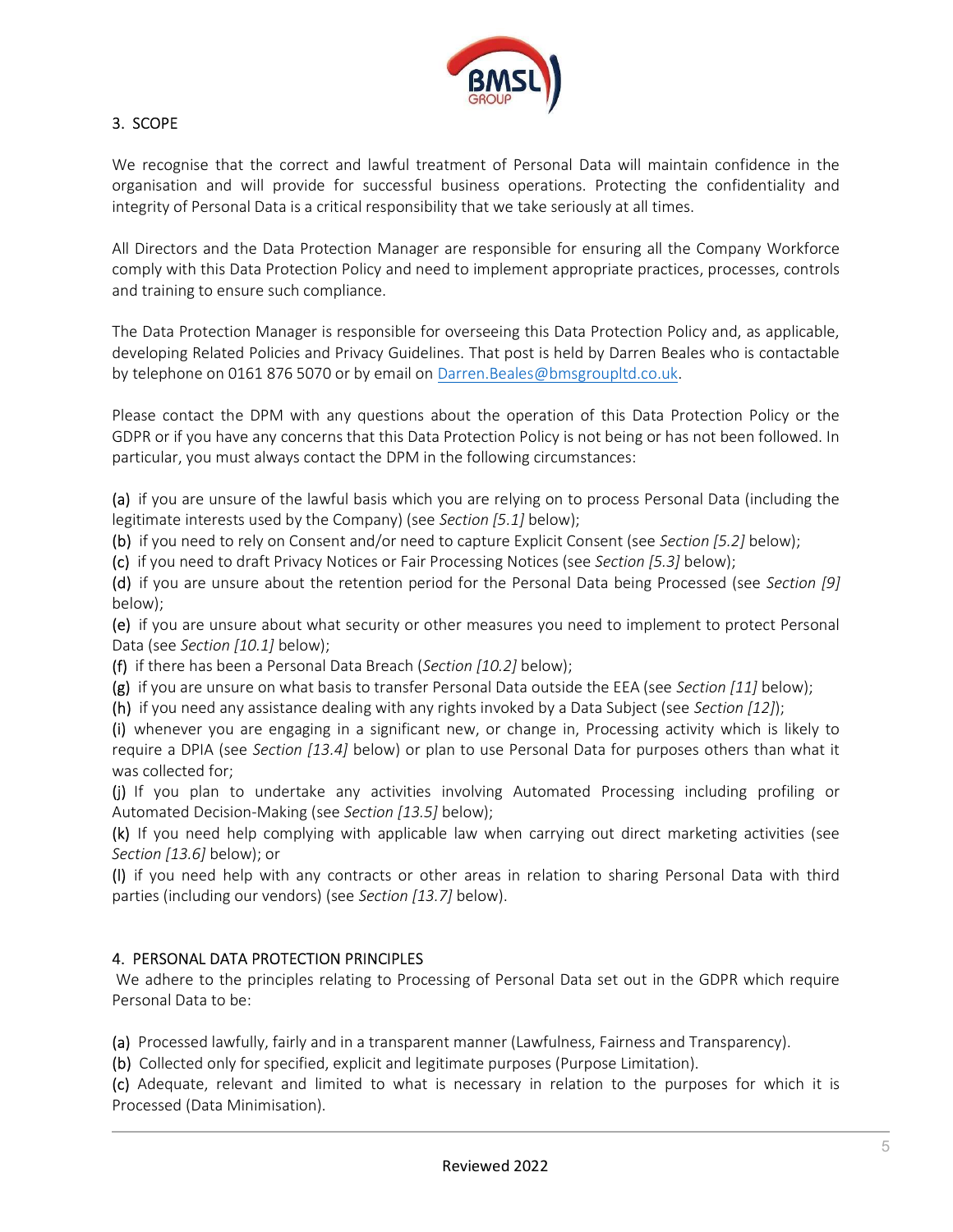## 3. SCOPE

We recognise that the correct and lawful treatment of Personal Data will maintain confidence in the organisation and will provide for successful business operations. Protecting the confidentiality and integrity of Personal Data is a critical responsibility that we take seriously at all times.

All Directors and the Data Protection Manager are responsible for ensuring all the Company Workforce comply with this Data Protection Policy and need to implement appropriate practices, processes, controls and training to ensure such compliance.

The Data Protection Manager is responsible for overseeing this Data Protection Policy and, as applicable, developing Related Policies and Privacy Guidelines. That post is held by Darren Beales who is contactable by telephone on 0161 876 5070 or by email on [Darren.Beales@bmsgroupltd.co.uk](mailto:Darren.Beales@bmsgroupltd.co.uk).

Please contact the DPM with any questions about the operation of this Data Protection Policy or the GDPR or if you have any concerns that this Data Protection Policy is not being or has not been followed. In particular, you must always contact the DPM in the following circumstances:

(a) if you are unsure of the lawful basis which you are relying on to process Personal Data (including the legitimate interests used by the Company) (see *Section [5.1]* below);
(b) if you need to rely on Consent and/or need to capture Explicit Consent (see *Section [5.2]* below);
(c) if you need to draft Privacy Notices or Fair Processing Notices (see *Section [5.3]* below);
(d) if you are unsure about the retention period for the Personal Data being Processed (see *Section [9]* below);
(e) if you are unsure about what security or other measures you need to implement to protect Personal Data (see *Section [10.1]* below);
(f) if there has been a Personal Data Breach (*Section [10.2]* below);
(g) if you are unsure on what basis to transfer Personal Data outside the EEA (see *Section [11]* below);
(h) if you need any assistance dealing with any rights invoked by a Data Subject (see *Section [12]*);
(i) whenever you are engaging in a significant new, or change in, Processing activity which is likely to require a DPIA (see *Section [13.4]* below) or plan to use Personal Data for purposes others than what it was collected for;
(j) If you plan to undertake any activities involving Automated Processing including profiling or Automated Decision-Making (see *Section [13.5]* below);
(k) If you need help complying with applicable law when carrying out direct marketing activities (see *Section [13.6]* below); or
(l) if you need help with any contracts or other areas in relation to sharing Personal Data with third parties (including our vendors) (see *Section [13.7]* below).

## 4. PERSONAL DATA PROTECTION PRINCIPLES

We adhere to the principles relating to Processing of Personal Data set out in the GDPR which require Personal Data to be:

(a) Processed lawfully, fairly and in a transparent manner (Lawfulness, Fairness and Transparency).
(b) Collected only for specified, explicit and legitimate purposes (Purpose Limitation).
(c) Adequate, relevant and limited to what is necessary in relation to the purposes for which it is Processed (Data Minimisation).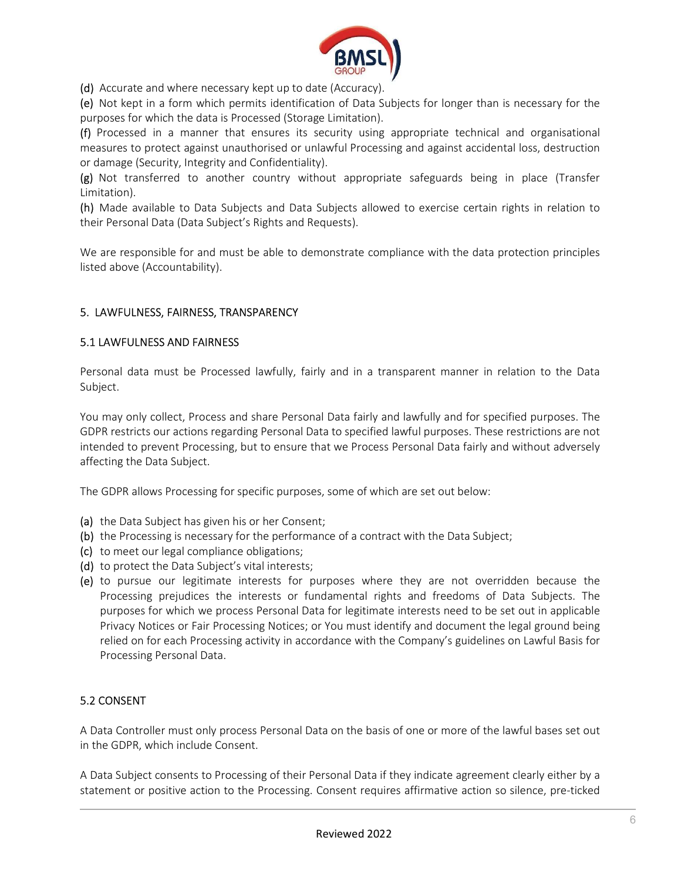(d) Accurate and where necessary kept up to date (Accuracy).

(e) Not kept in a form which permits identification of Data Subjects for longer than is necessary for the purposes for which the data is Processed (Storage Limitation).

(f) Processed in a manner that ensures its security using appropriate technical and organisational measures to protect against unauthorised or unlawful Processing and against accidental loss, destruction or damage (Security, Integrity and Confidentiality).

(g) Not transferred to another country without appropriate safeguards being in place (Transfer Limitation).

(h) Made available to Data Subjects and Data Subjects allowed to exercise certain rights in relation to their Personal Data (Data Subject's Rights and Requests).

We are responsible for and must be able to demonstrate compliance with the data protection principles listed above (Accountability).

## 5. LAWFULNESS, FAIRNESS, TRANSPARENCY

### 5.1 LAWFULNESS AND FAIRNESS

Personal data must be Processed lawfully, fairly and in a transparent manner in relation to the Data Subject.

You may only collect, Process and share Personal Data fairly and lawfully and for specified purposes. The GDPR restricts our actions regarding Personal Data to specified lawful purposes. These restrictions are not intended to prevent Processing, but to ensure that we Process Personal Data fairly and without adversely affecting the Data Subject.

The GDPR allows Processing for specific purposes, some of which are set out below:

(a) the Data Subject has given his or her Consent;

(b) the Processing is necessary for the performance of a contract with the Data Subject;

(c) to meet our legal compliance obligations;

(d) to protect the Data Subject's vital interests;

(e) to pursue our legitimate interests for purposes where they are not overridden because the Processing prejudices the interests or fundamental rights and freedoms of Data Subjects. The purposes for which we process Personal Data for legitimate interests need to be set out in applicable Privacy Notices or Fair Processing Notices; or You must identify and document the legal ground being relied on for each Processing activity in accordance with the Company's guidelines on Lawful Basis for Processing Personal Data.

### 5.2 CONSENT

A Data Controller must only process Personal Data on the basis of one or more of the lawful bases set out in the GDPR, which include Consent.

A Data Subject consents to Processing of their Personal Data if they indicate agreement clearly either by a statement or positive action to the Processing. Consent requires affirmative action so silence, pre-ticked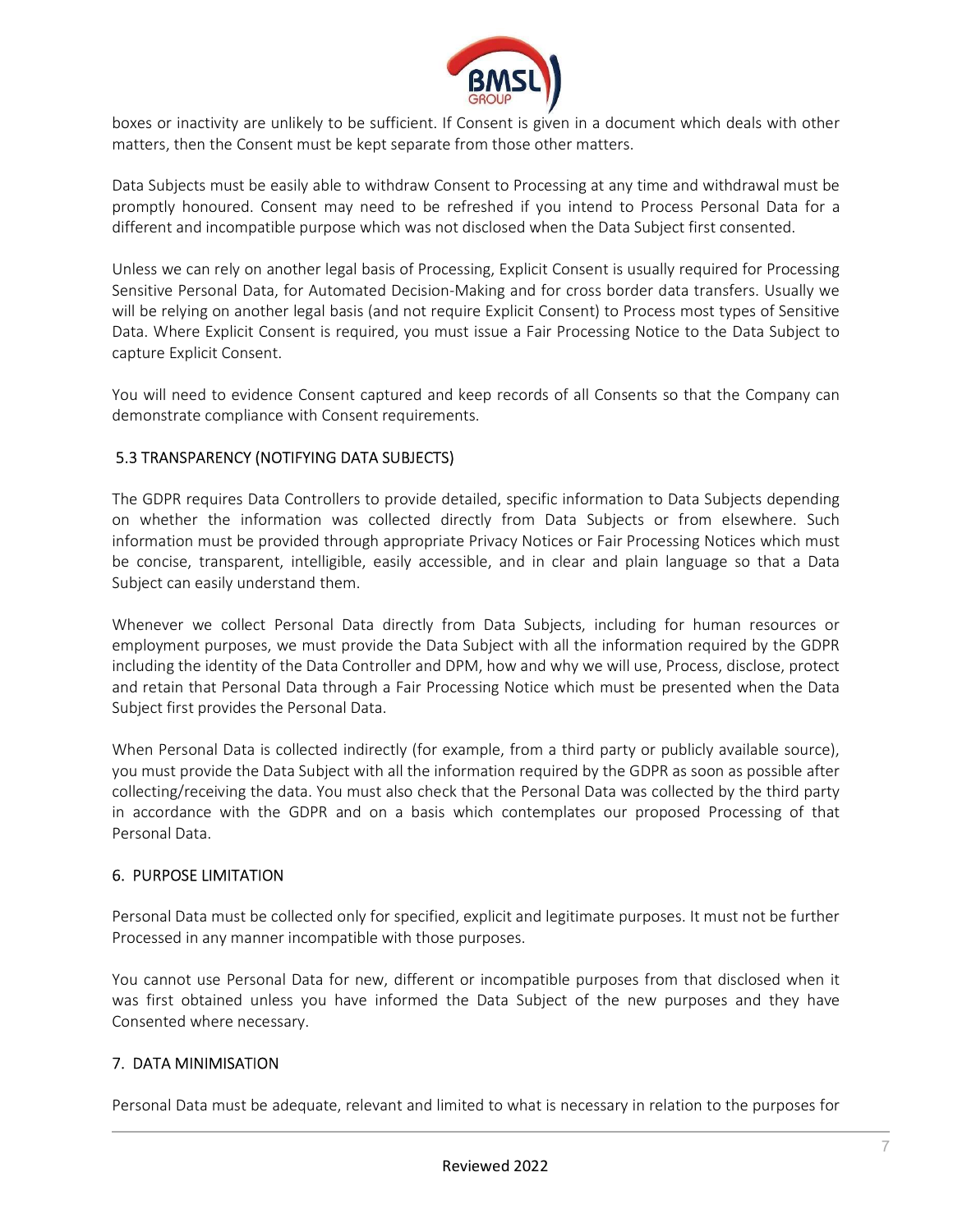boxes or inactivity are unlikely to be sufficient. If Consent is given in a document which deals with other matters, then the Consent must be kept separate from those other matters.

Data Subjects must be easily able to withdraw Consent to Processing at any time and withdrawal must be promptly honoured. Consent may need to be refreshed if you intend to Process Personal Data for a different and incompatible purpose which was not disclosed when the Data Subject first consented.

Unless we can rely on another legal basis of Processing, Explicit Consent is usually required for Processing Sensitive Personal Data, for Automated Decision-Making and for cross border data transfers. Usually we will be relying on another legal basis (and not require Explicit Consent) to Process most types of Sensitive Data. Where Explicit Consent is required, you must issue a Fair Processing Notice to the Data Subject to capture Explicit Consent.

You will need to evidence Consent captured and keep records of all Consents so that the Company can demonstrate compliance with Consent requirements.

### 5.3 TRANSPARENCY (NOTIFYING DATA SUBJECTS)

The GDPR requires Data Controllers to provide detailed, specific information to Data Subjects depending on whether the information was collected directly from Data Subjects or from elsewhere. Such information must be provided through appropriate Privacy Notices or Fair Processing Notices which must be concise, transparent, intelligible, easily accessible, and in clear and plain language so that a Data Subject can easily understand them.

Whenever we collect Personal Data directly from Data Subjects, including for human resources or employment purposes, we must provide the Data Subject with all the information required by the GDPR including the identity of the Data Controller and DPM, how and why we will use, Process, disclose, protect and retain that Personal Data through a Fair Processing Notice which must be presented when the Data Subject first provides the Personal Data.

When Personal Data is collected indirectly (for example, from a third party or publicly available source), you must provide the Data Subject with all the information required by the GDPR as soon as possible after collecting/receiving the data. You must also check that the Personal Data was collected by the third party in accordance with the GDPR and on a basis which contemplates our proposed Processing of that Personal Data.

## 6. PURPOSE LIMITATION

Personal Data must be collected only for specified, explicit and legitimate purposes. It must not be further Processed in any manner incompatible with those purposes.

You cannot use Personal Data for new, different or incompatible purposes from that disclosed when it was first obtained unless you have informed the Data Subject of the new purposes and they have Consented where necessary.

## 7. DATA MINIMISATION

Personal Data must be adequate, relevant and limited to what is necessary in relation to the purposes for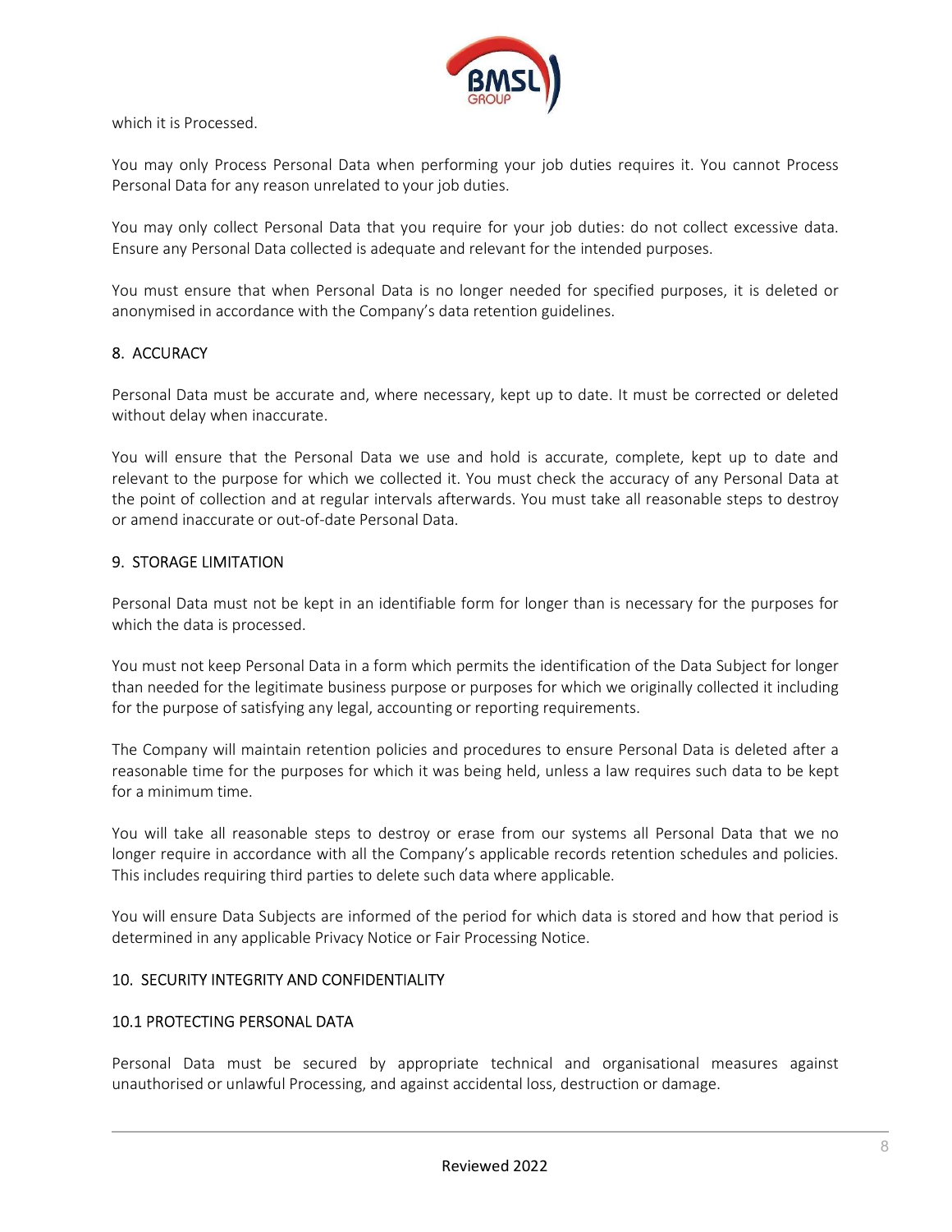which it is Processed.

You may only Process Personal Data when performing your job duties requires it. You cannot Process Personal Data for any reason unrelated to your job duties.

You may only collect Personal Data that you require for your job duties: do not collect excessive data. Ensure any Personal Data collected is adequate and relevant for the intended purposes.

You must ensure that when Personal Data is no longer needed for specified purposes, it is deleted or anonymised in accordance with the Company's data retention guidelines.

## 8. ACCURACY

Personal Data must be accurate and, where necessary, kept up to date. It must be corrected or deleted without delay when inaccurate.

You will ensure that the Personal Data we use and hold is accurate, complete, kept up to date and relevant to the purpose for which we collected it. You must check the accuracy of any Personal Data at the point of collection and at regular intervals afterwards. You must take all reasonable steps to destroy or amend inaccurate or out-of-date Personal Data.

## 9. STORAGE LIMITATION

Personal Data must not be kept in an identifiable form for longer than is necessary for the purposes for which the data is processed.

You must not keep Personal Data in a form which permits the identification of the Data Subject for longer than needed for the legitimate business purpose or purposes for which we originally collected it including for the purpose of satisfying any legal, accounting or reporting requirements.

The Company will maintain retention policies and procedures to ensure Personal Data is deleted after a reasonable time for the purposes for which it was being held, unless a law requires such data to be kept for a minimum time.

You will take all reasonable steps to destroy or erase from our systems all Personal Data that we no longer require in accordance with all the Company's applicable records retention schedules and policies. This includes requiring third parties to delete such data where applicable.

You will ensure Data Subjects are informed of the period for which data is stored and how that period is determined in any applicable Privacy Notice or Fair Processing Notice.

## 10. SECURITY INTEGRITY AND CONFIDENTIALITY

### 10.1 PROTECTING PERSONAL DATA

Personal Data must be secured by appropriate technical and organisational measures against unauthorised or unlawful Processing, and against accidental loss, destruction or damage.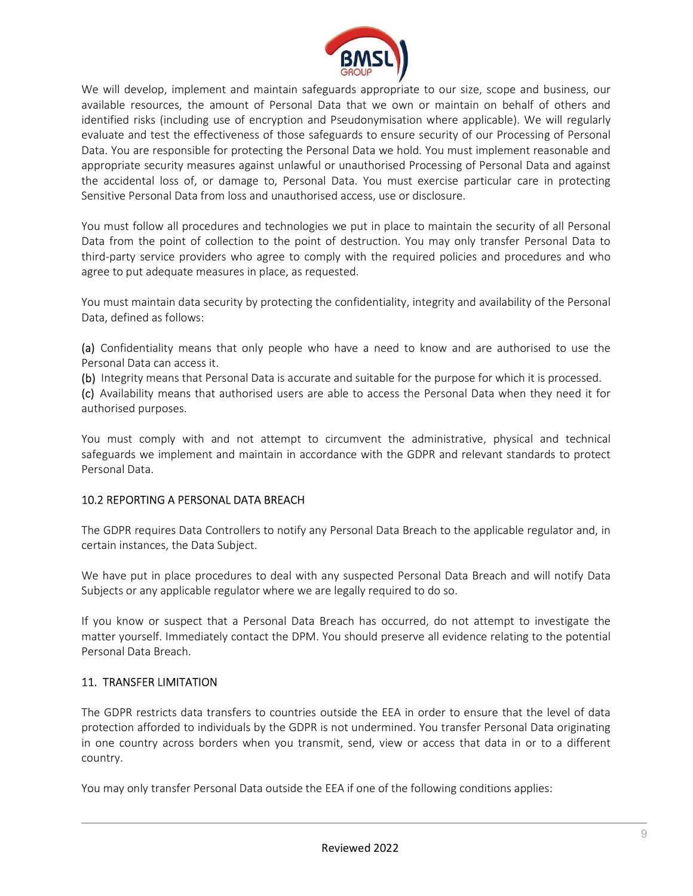We will develop, implement and maintain safeguards appropriate to our size, scope and business, our available resources, the amount of Personal Data that we own or maintain on behalf of others and identified risks (including use of encryption and Pseudonymisation where applicable). We will regularly evaluate and test the effectiveness of those safeguards to ensure security of our Processing of Personal Data. You are responsible for protecting the Personal Data we hold. You must implement reasonable and appropriate security measures against unlawful or unauthorised Processing of Personal Data and against the accidental loss of, or damage to, Personal Data. You must exercise particular care in protecting Sensitive Personal Data from loss and unauthorised access, use or disclosure.

You must follow all procedures and technologies we put in place to maintain the security of all Personal Data from the point of collection to the point of destruction. You may only transfer Personal Data to third-party service providers who agree to comply with the required policies and procedures and who agree to put adequate measures in place, as requested.

You must maintain data security by protecting the confidentiality, integrity and availability of the Personal Data, defined as follows:

(a) Confidentiality means that only people who have a need to know and are authorised to use the Personal Data can access it.
(b) Integrity means that Personal Data is accurate and suitable for the purpose for which it is processed.
(c) Availability means that authorised users are able to access the Personal Data when they need it for authorised purposes.

You must comply with and not attempt to circumvent the administrative, physical and technical safeguards we implement and maintain in accordance with the GDPR and relevant standards to protect Personal Data.

## 10.2 REPORTING A PERSONAL DATA BREACH

The GDPR requires Data Controllers to notify any Personal Data Breach to the applicable regulator and, in certain instances, the Data Subject.

We have put in place procedures to deal with any suspected Personal Data Breach and will notify Data Subjects or any applicable regulator where we are legally required to do so.

If you know or suspect that a Personal Data Breach has occurred, do not attempt to investigate the matter yourself. Immediately contact the DPM. You should preserve all evidence relating to the potential Personal Data Breach.

## 11. TRANSFER LIMITATION

The GDPR restricts data transfers to countries outside the EEA in order to ensure that the level of data protection afforded to individuals by the GDPR is not undermined. You transfer Personal Data originating in one country across borders when you transmit, send, view or access that data in or to a different country.

You may only transfer Personal Data outside the EEA if one of the following conditions applies: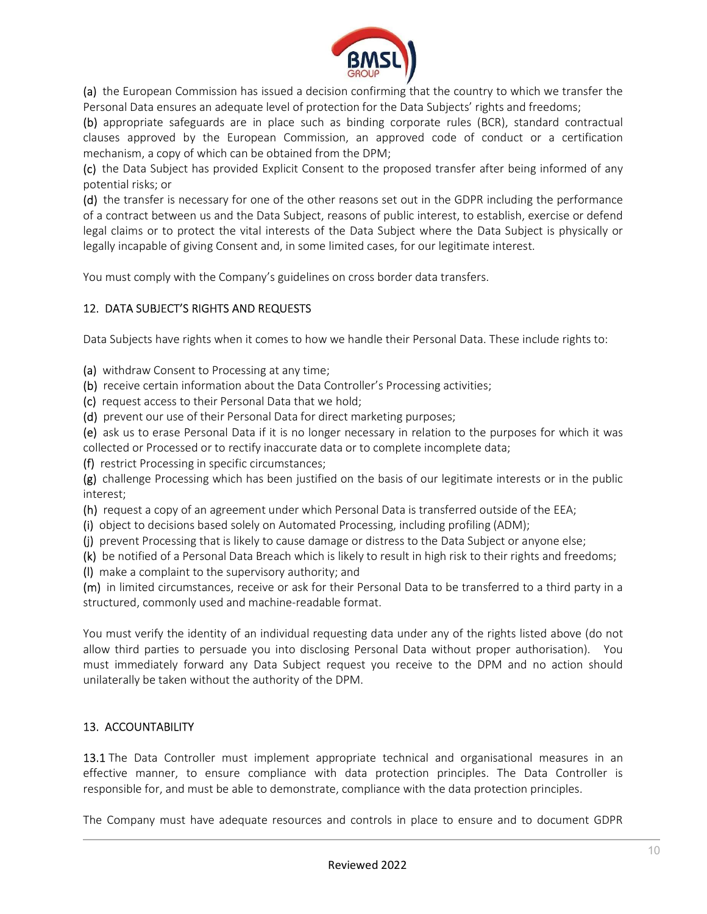(a) the European Commission has issued a decision confirming that the country to which we transfer the Personal Data ensures an adequate level of protection for the Data Subjects' rights and freedoms;

(b) appropriate safeguards are in place such as binding corporate rules (BCR), standard contractual clauses approved by the European Commission, an approved code of conduct or a certification mechanism, a copy of which can be obtained from the DPM;

(c) the Data Subject has provided Explicit Consent to the proposed transfer after being informed of any potential risks; or

(d) the transfer is necessary for one of the other reasons set out in the GDPR including the performance of a contract between us and the Data Subject, reasons of public interest, to establish, exercise or defend legal claims or to protect the vital interests of the Data Subject where the Data Subject is physically or legally incapable of giving Consent and, in some limited cases, for our legitimate interest.

You must comply with the Company's guidelines on cross border data transfers.

## 12. DATA SUBJECT'S RIGHTS AND REQUESTS

Data Subjects have rights when it comes to how we handle their Personal Data. These include rights to:

(a) withdraw Consent to Processing at any time;

(b) receive certain information about the Data Controller's Processing activities;

(c) request access to their Personal Data that we hold;

(d) prevent our use of their Personal Data for direct marketing purposes;

(e) ask us to erase Personal Data if it is no longer necessary in relation to the purposes for which it was collected or Processed or to rectify inaccurate data or to complete incomplete data;

(f) restrict Processing in specific circumstances;

(g) challenge Processing which has been justified on the basis of our legitimate interests or in the public interest;

(h) request a copy of an agreement under which Personal Data is transferred outside of the EEA;

(i) object to decisions based solely on Automated Processing, including profiling (ADM);

(j) prevent Processing that is likely to cause damage or distress to the Data Subject or anyone else;

(k) be notified of a Personal Data Breach which is likely to result in high risk to their rights and freedoms;

(l) make a complaint to the supervisory authority; and

(m) in limited circumstances, receive or ask for their Personal Data to be transferred to a third party in a structured, commonly used and machine-readable format.

You must verify the identity of an individual requesting data under any of the rights listed above (do not allow third parties to persuade you into disclosing Personal Data without proper authorisation). You must immediately forward any Data Subject request you receive to the DPM and no action should unilaterally be taken without the authority of the DPM.

## 13. ACCOUNTABILITY

13.1 The Data Controller must implement appropriate technical and organisational measures in an effective manner, to ensure compliance with data protection principles. The Data Controller is responsible for, and must be able to demonstrate, compliance with the data protection principles.

The Company must have adequate resources and controls in place to ensure and to document GDPR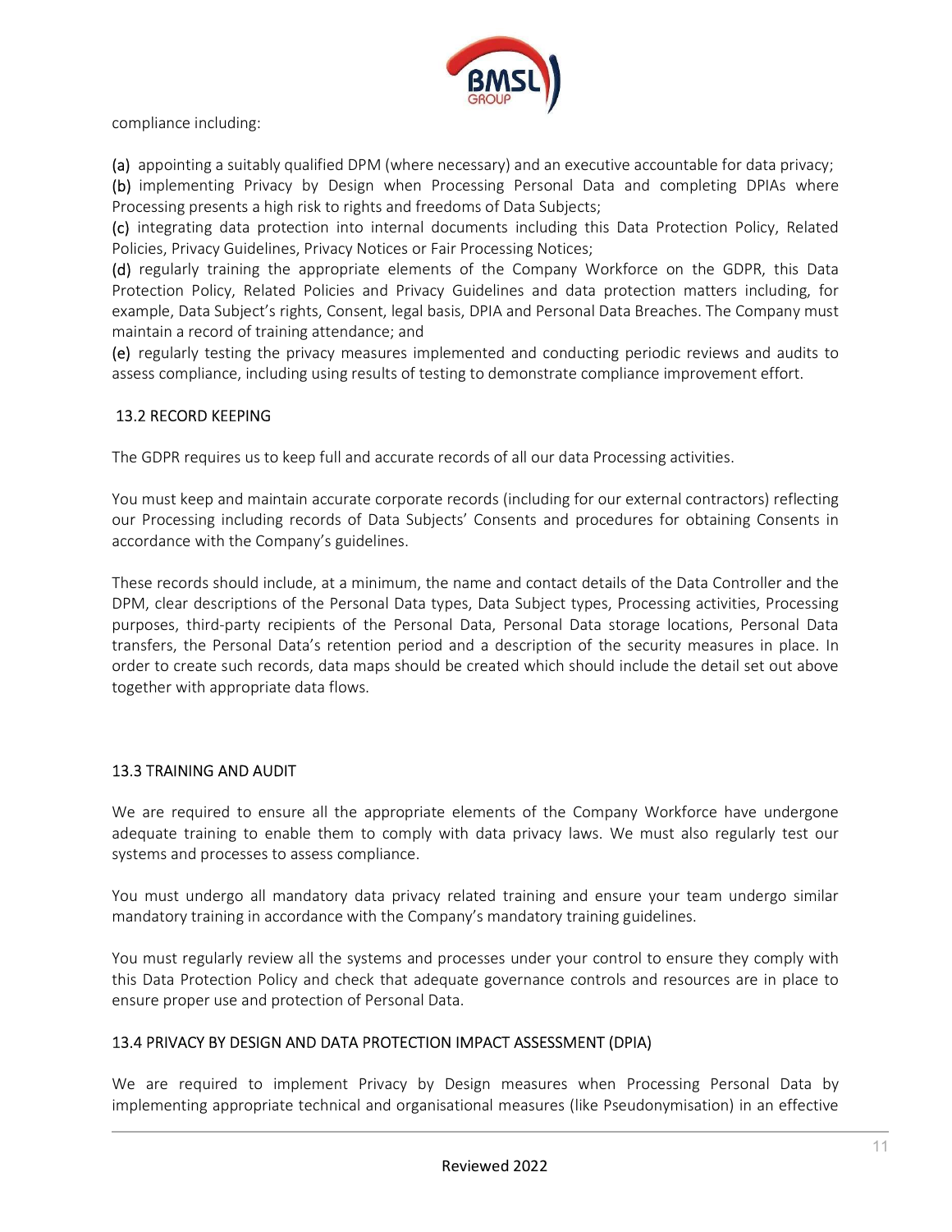compliance including:

(a) appointing a suitably qualified DPM (where necessary) and an executive accountable for data privacy;
(b) implementing Privacy by Design when Processing Personal Data and completing DPIAs where Processing presents a high risk to rights and freedoms of Data Subjects;
(c) integrating data protection into internal documents including this Data Protection Policy, Related Policies, Privacy Guidelines, Privacy Notices or Fair Processing Notices;
(d) regularly training the appropriate elements of the Company Workforce on the GDPR, this Data Protection Policy, Related Policies and Privacy Guidelines and data protection matters including, for example, Data Subject's rights, Consent, legal basis, DPIA and Personal Data Breaches. The Company must maintain a record of training attendance; and
(e) regularly testing the privacy measures implemented and conducting periodic reviews and audits to assess compliance, including using results of testing to demonstrate compliance improvement effort.

### 13.2 RECORD KEEPING

The GDPR requires us to keep full and accurate records of all our data Processing activities.

You must keep and maintain accurate corporate records (including for our external contractors) reflecting our Processing including records of Data Subjects' Consents and procedures for obtaining Consents in accordance with the Company's guidelines.

These records should include, at a minimum, the name and contact details of the Data Controller and the DPM, clear descriptions of the Personal Data types, Data Subject types, Processing activities, Processing purposes, third-party recipients of the Personal Data, Personal Data storage locations, Personal Data transfers, the Personal Data's retention period and a description of the security measures in place. In order to create such records, data maps should be created which should include the detail set out above together with appropriate data flows.

### 13.3 TRAINING AND AUDIT

We are required to ensure all the appropriate elements of the Company Workforce have undergone adequate training to enable them to comply with data privacy laws. We must also regularly test our systems and processes to assess compliance.

You must undergo all mandatory data privacy related training and ensure your team undergo similar mandatory training in accordance with the Company's mandatory training guidelines.

You must regularly review all the systems and processes under your control to ensure they comply with this Data Protection Policy and check that adequate governance controls and resources are in place to ensure proper use and protection of Personal Data.

### 13.4 PRIVACY BY DESIGN AND DATA PROTECTION IMPACT ASSESSMENT (DPIA)

We are required to implement Privacy by Design measures when Processing Personal Data by implementing appropriate technical and organisational measures (like Pseudonymisation) in an effective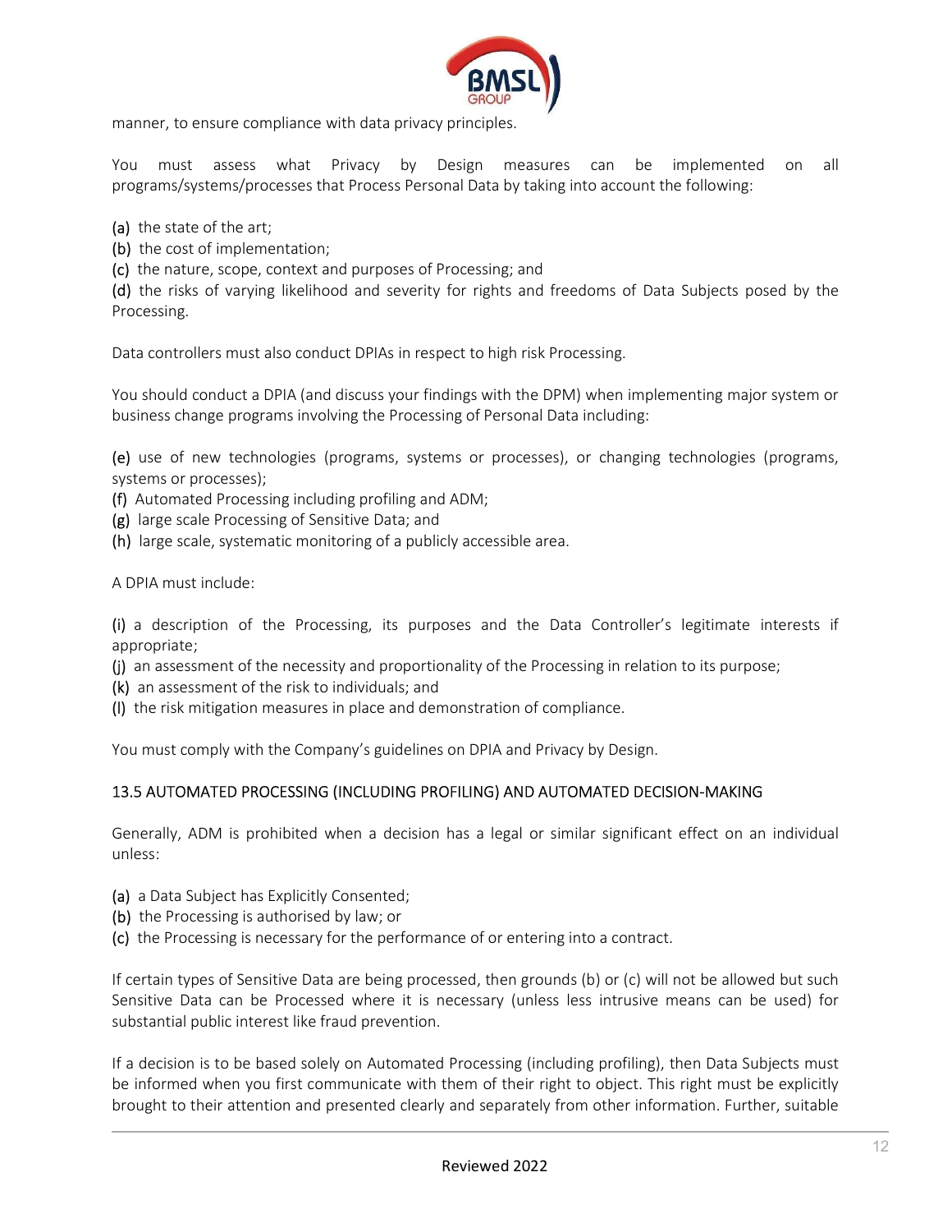manner, to ensure compliance with data privacy principles.

You must assess what Privacy by Design measures can be implemented on all programs/systems/processes that Process Personal Data by taking into account the following:

(a) the state of the art;
(b) the cost of implementation;
(c) the nature, scope, context and purposes of Processing; and
(d) the risks of varying likelihood and severity for rights and freedoms of Data Subjects posed by the Processing.

Data controllers must also conduct DPIAs in respect to high risk Processing.

You should conduct a DPIA (and discuss your findings with the DPM) when implementing major system or business change programs involving the Processing of Personal Data including:

(e) use of new technologies (programs, systems or processes), or changing technologies (programs, systems or processes);
(f) Automated Processing including profiling and ADM;
(g) large scale Processing of Sensitive Data; and
(h) large scale, systematic monitoring of a publicly accessible area.

A DPIA must include:

(i) a description of the Processing, its purposes and the Data Controller's legitimate interests if appropriate;
(j) an assessment of the necessity and proportionality of the Processing in relation to its purpose;
(k) an assessment of the risk to individuals; and
(l) the risk mitigation measures in place and demonstration of compliance.

You must comply with the Company's guidelines on DPIA and Privacy by Design.

### 13.5 AUTOMATED PROCESSING (INCLUDING PROFILING) AND AUTOMATED DECISION-MAKING

Generally, ADM is prohibited when a decision has a legal or similar significant effect on an individual unless:

(a) a Data Subject has Explicitly Consented;
(b) the Processing is authorised by law; or
(c) the Processing is necessary for the performance of or entering into a contract.

If certain types of Sensitive Data are being processed, then grounds (b) or (c) will not be allowed but such Sensitive Data can be Processed where it is necessary (unless less intrusive means can be used) for substantial public interest like fraud prevention.

If a decision is to be based solely on Automated Processing (including profiling), then Data Subjects must be informed when you first communicate with them of their right to object. This right must be explicitly brought to their attention and presented clearly and separately from other information. Further, suitable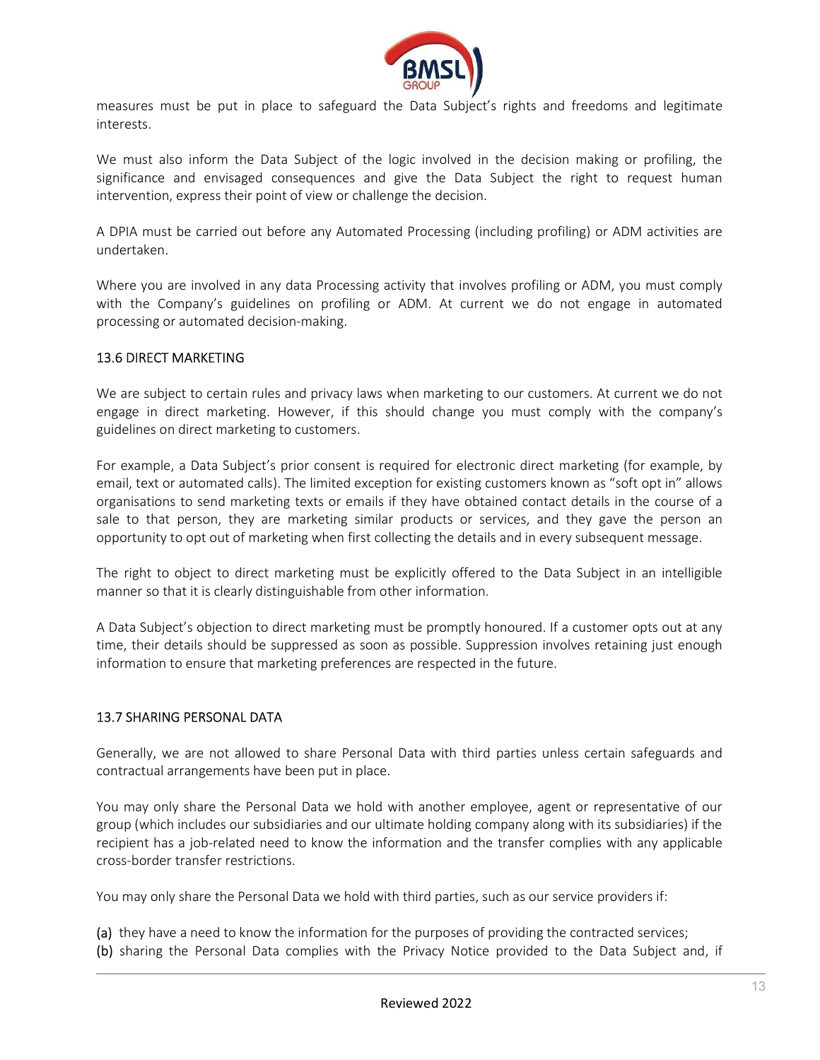measures must be put in place to safeguard the Data Subject's rights and freedoms and legitimate interests.

We must also inform the Data Subject of the logic involved in the decision making or profiling, the significance and envisaged consequences and give the Data Subject the right to request human intervention, express their point of view or challenge the decision.

A DPIA must be carried out before any Automated Processing (including profiling) or ADM activities are undertaken.

Where you are involved in any data Processing activity that involves profiling or ADM, you must comply with the Company's guidelines on profiling or ADM. At current we do not engage in automated processing or automated decision-making.

### 13.6 DIRECT MARKETING

We are subject to certain rules and privacy laws when marketing to our customers. At current we do not engage in direct marketing. However, if this should change you must comply with the company's guidelines on direct marketing to customers.

For example, a Data Subject's prior consent is required for electronic direct marketing (for example, by email, text or automated calls). The limited exception for existing customers known as "soft opt in" allows organisations to send marketing texts or emails if they have obtained contact details in the course of a sale to that person, they are marketing similar products or services, and they gave the person an opportunity to opt out of marketing when first collecting the details and in every subsequent message.

The right to object to direct marketing must be explicitly offered to the Data Subject in an intelligible manner so that it is clearly distinguishable from other information.

A Data Subject's objection to direct marketing must be promptly honoured. If a customer opts out at any time, their details should be suppressed as soon as possible. Suppression involves retaining just enough information to ensure that marketing preferences are respected in the future.

### 13.7 SHARING PERSONAL DATA

Generally, we are not allowed to share Personal Data with third parties unless certain safeguards and contractual arrangements have been put in place.

You may only share the Personal Data we hold with another employee, agent or representative of our group (which includes our subsidiaries and our ultimate holding company along with its subsidiaries) if the recipient has a job-related need to know the information and the transfer complies with any applicable cross-border transfer restrictions.

You may only share the Personal Data we hold with third parties, such as our service providers if:

(a) they have a need to know the information for the purposes of providing the contracted services;
(b) sharing the Personal Data complies with the Privacy Notice provided to the Data Subject and, if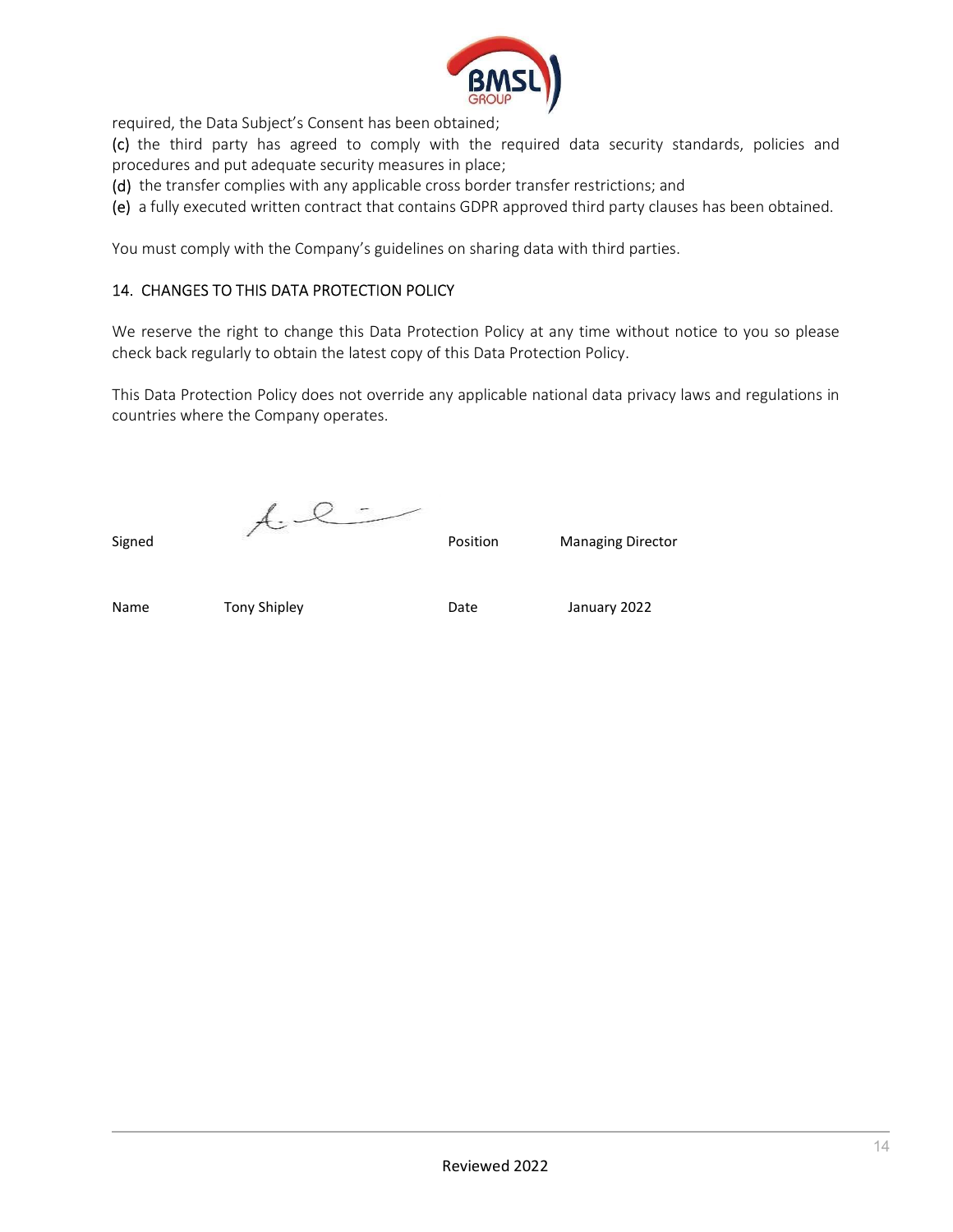required, the Data Subject's Consent has been obtained;

(c) the third party has agreed to comply with the required data security standards, policies and procedures and put adequate security measures in place;

(d) the transfer complies with any applicable cross border transfer restrictions; and

(e) a fully executed written contract that contains GDPR approved third party clauses has been obtained.

You must comply with the Company's guidelines on sharing data with third parties.

## 14. CHANGES TO THIS DATA PROTECTION POLICY

We reserve the right to change this Data Protection Policy at any time without notice to you so please check back regularly to obtain the latest copy of this Data Protection Policy.

This Data Protection Policy does not override any applicable national data privacy laws and regulations in countries where the Company operates.

| | | | |
|---|---|---|---|
| Signed | | Position | Managing Director |
| Name | Tony Shipley | Date | January 2022 |

Reviewed 2022